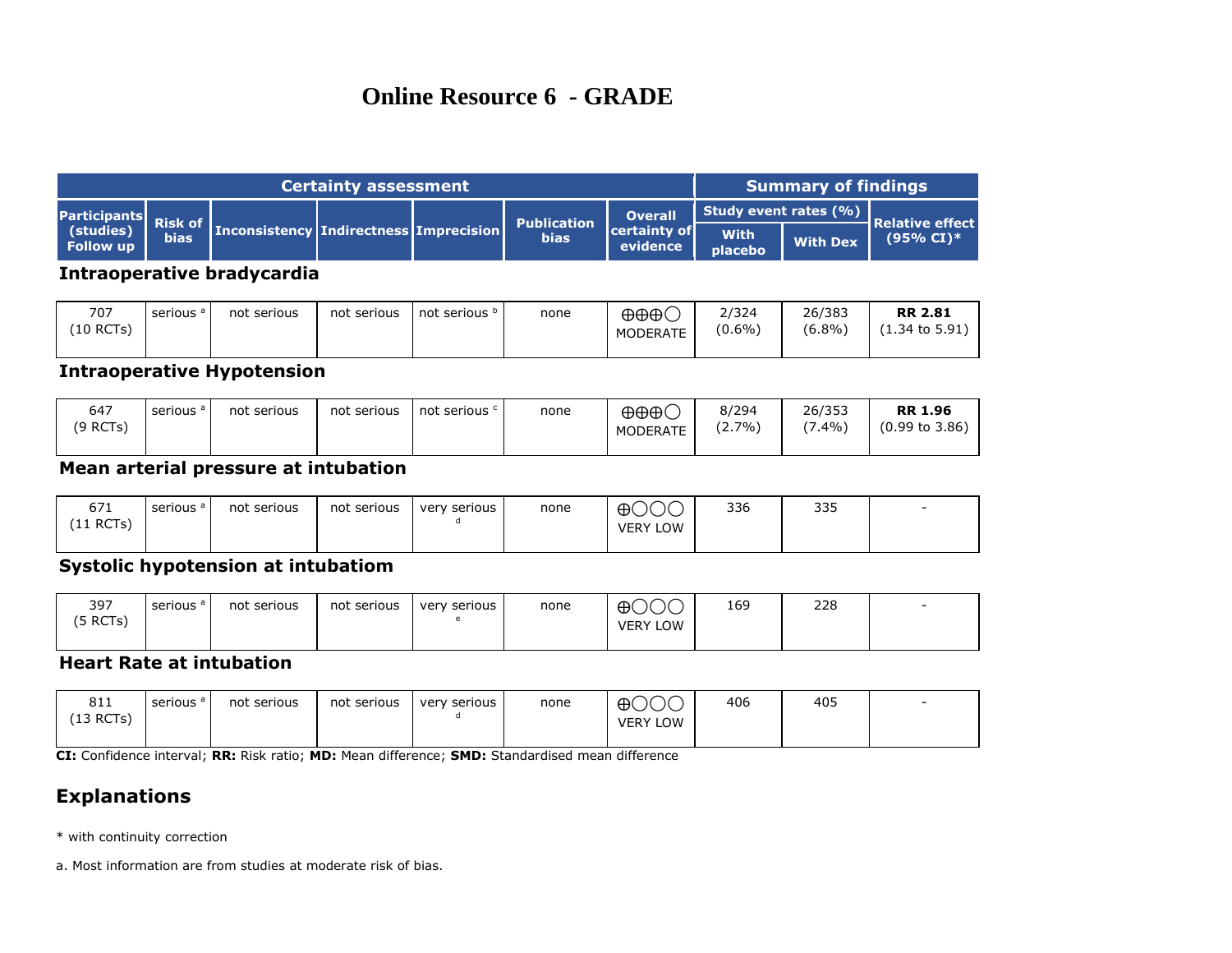# Online Resource 6 - GRADE

| Certainty assessment | | | | | | | Summary of findings | | |
|---|---|---|---|---|---|---|---|---|---|
| | | | | | | | Study event rates (%) | | |
| Participants (studies) Follow up | Risk of bias | Inconsistency | Indirectness | Imprecision | Publication bias | Overall certainty of evidence | With placebo | With Dex | Relative effect (95% CI)* |
| **Intraoperative bradycardia** | | | | | | | | | |
| 707 (10 RCTs) | serious [a] | not serious | not serious | not serious [b] | none | ⨁⨁⨁◯ MODERATE | 2/324 (0.6%) | 26/383 (6.8%) | **RR 2.81** (1.34 to 5.91) |
| **Intraoperative Hypotension** | | | | | | | | | |
| 647 (9 RCTs) | serious [a] | not serious | not serious | not serious [c] | none | ⨁⨁⨁◯ MODERATE | 8/294 (2.7%) | 26/353 (7.4%) | **RR 1.96** (0.99 to 3.86) |
| **Mean arterial pressure at intubation** | | | | | | | | | |
| 671 (11 RCTs) | serious [a] | not serious | not serious | very serious [d] | none | ⨁◯◯◯ VERY LOW | 336 | 335 | - |
| **Systolic hypotension at intubatiom** | | | | | | | | | |
| 397 (5 RCTs) | serious [a] | not serious | not serious | very serious [e] | none | ⨁◯◯◯ VERY LOW | 169 | 228 | - |
| **Heart Rate at intubation** | | | | | | | | | |
| 811 (13 RCTs) | serious [a] | not serious | not serious | very serious [d] | none | ⨁◯◯◯ VERY LOW | 406 | 405 | - |

**CI:** Confidence interval; **RR:** Risk ratio; **MD:** Mean difference; **SMD:** Standardised mean difference

## Explanations

* with continuity correction

a. Most information are from studies at moderate risk of bias.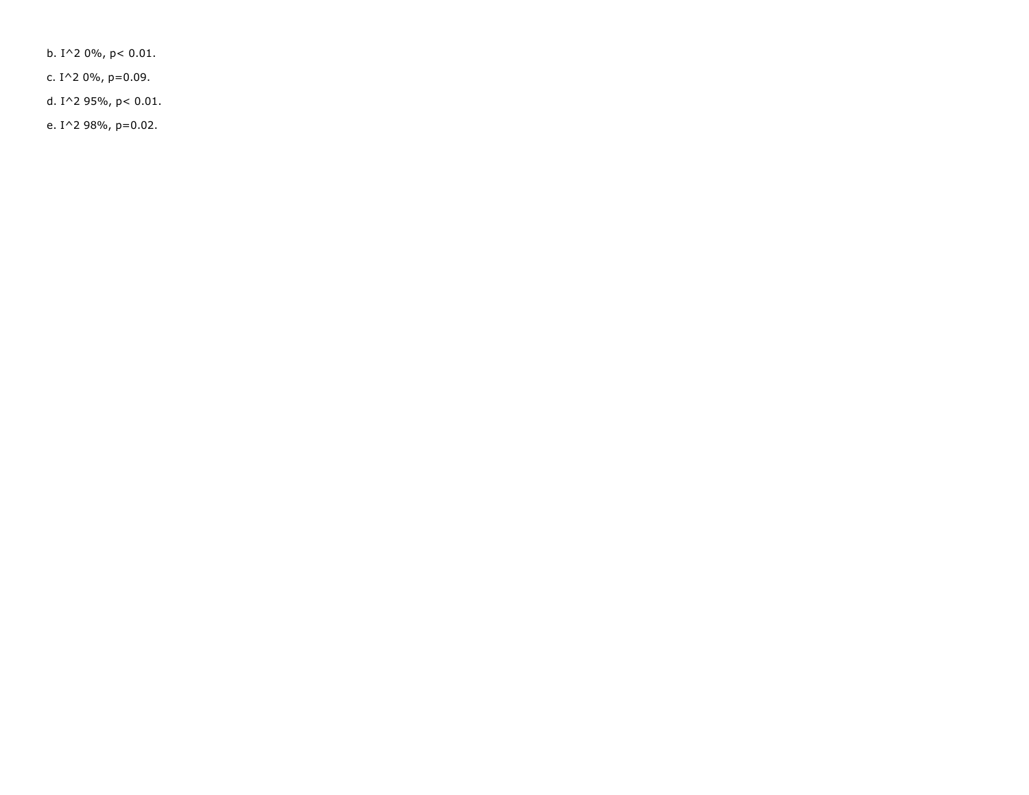b. $I^2$ 0%, $p < 0.01$.

c. $I^2$ 0%, $p = 0.09$.

d. $I^2$ 95%, $p < 0.01$.

e. $I^2$ 98%, $p = 0.02$.